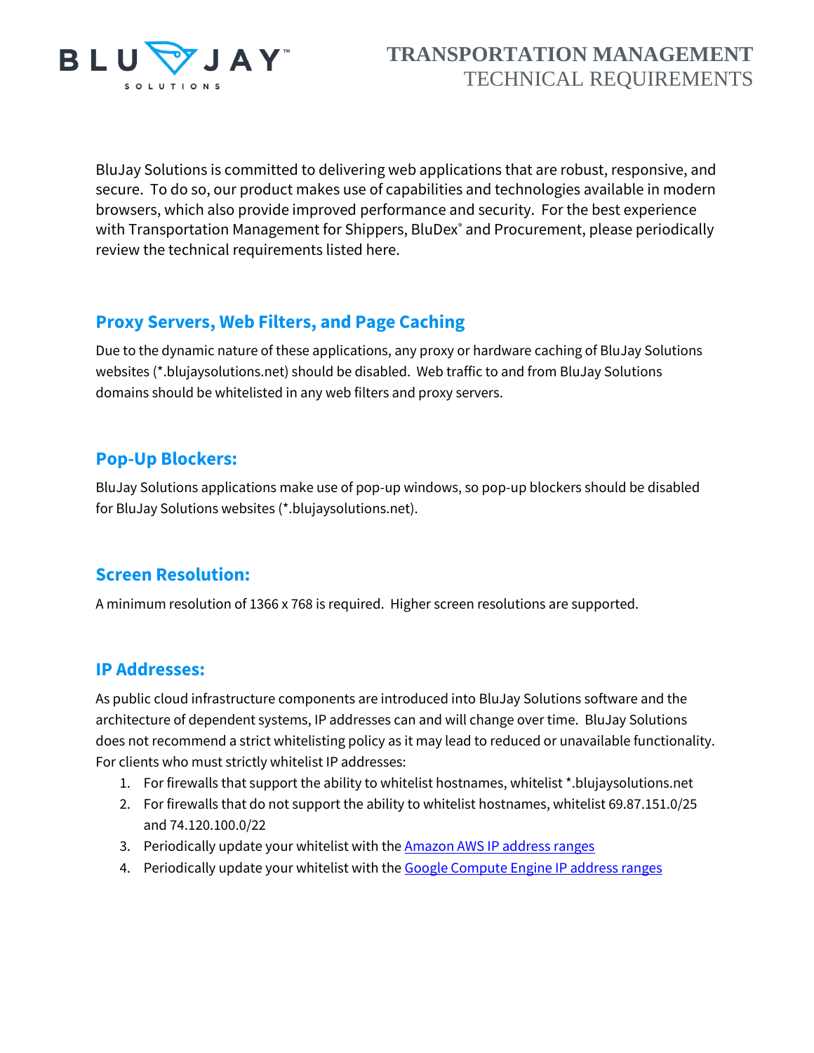# TRANSPORTATION MANAGEMENT TECHNICAL REQUIREMENTS

BluJay Solutions is committed to delivering web applications that are robust, responsive, and secure. To do so, our product makes use of capabilities and technologies available in modern browsers, which also provide improved performance and security. For the best experience with Transportation Management for Shippers, BluDex® and Procurement, please periodically review the technical requirements listed here.

## Proxy Servers, Web Filters, and Page Caching

Due to the dynamic nature of these applications, any proxy or hardware caching of BluJay Solutions websites (*.blujaysolutions.net) should be disabled. Web traffic to and from BluJay Solutions domains should be whitelisted in any web filters and proxy servers.

## Pop-Up Blockers:

BluJay Solutions applications make use of pop-up windows, so pop-up blockers should be disabled for BluJay Solutions websites (*.blujaysolutions.net).

## Screen Resolution:

A minimum resolution of 1366 x 768 is required. Higher screen resolutions are supported.

## IP Addresses:

As public cloud infrastructure components are introduced into BluJay Solutions software and the architecture of dependent systems, IP addresses can and will change over time. BluJay Solutions does not recommend a strict whitelisting policy as it may lead to reduced or unavailable functionality. For clients who must strictly whitelist IP addresses:

1. For firewalls that support the ability to whitelist hostnames, whitelist *.blujaysolutions.net
2. For firewalls that do not support the ability to whitelist hostnames, whitelist 69.87.151.0/25 and 74.120.100.0/22
3. Periodically update your whitelist with the Amazon AWS IP address ranges
4. Periodically update your whitelist with the Google Compute Engine IP address ranges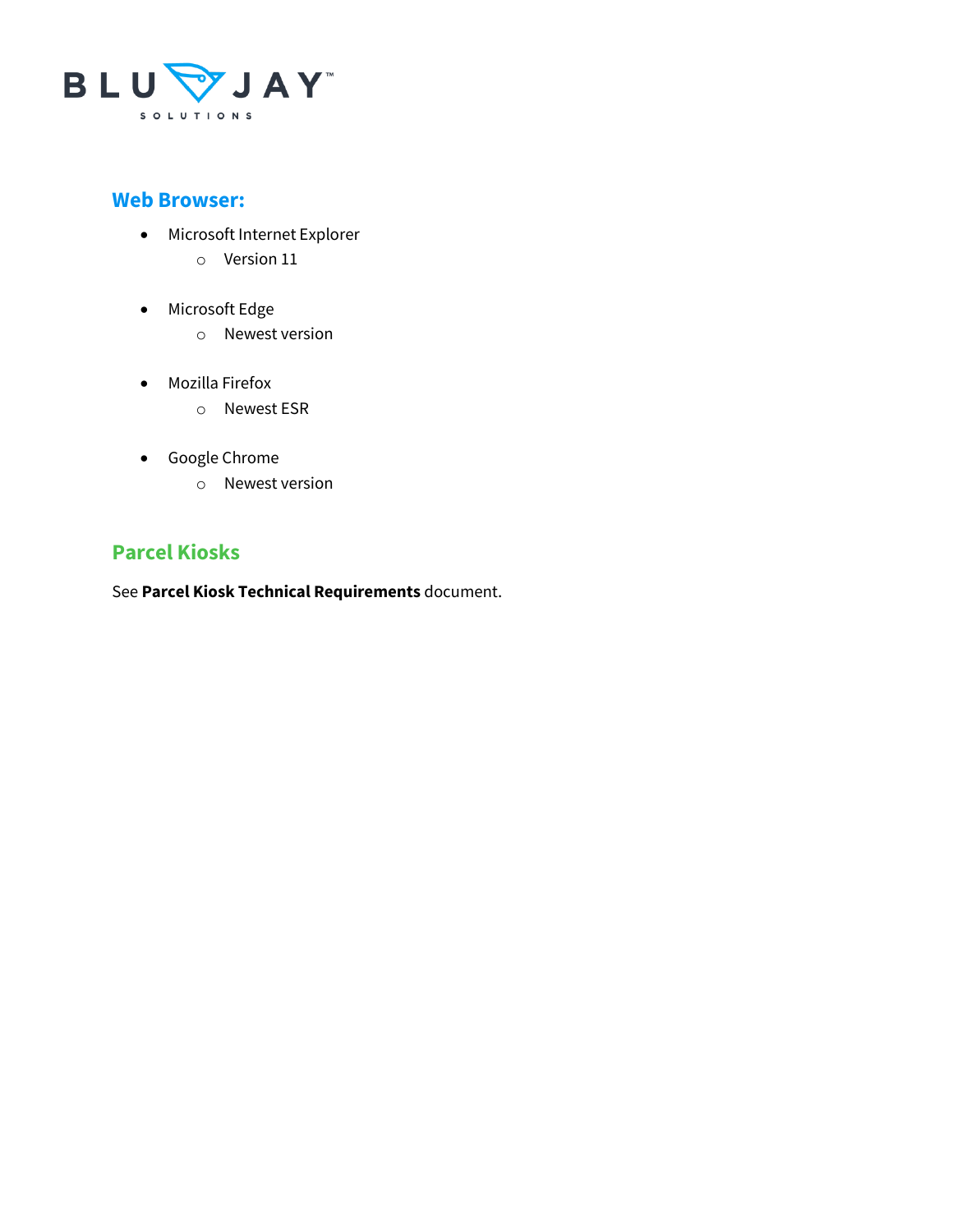## Web Browser:

- Microsoft Internet Explorer
    - Version 11
- Microsoft Edge
    - Newest version
- Mozilla Firefox
    - Newest ESR
- Google Chrome
    - Newest version

## Parcel Kiosks

See **Parcel Kiosk Technical Requirements** document.